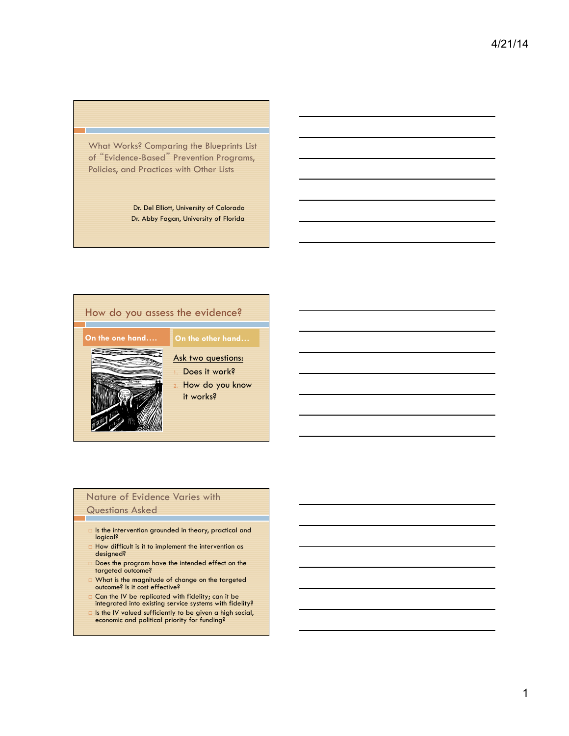## What Works? Comparing the Blueprints List of "Evidence-Based" Prevention Programs, Policies, and Practices with Other Lists

Dr. Del Elliott, University of Colorado
Dr. Abby Fagan, University of Florida

## How do you assess the evidence?

**On the one hand….**

**On the other hand…**

Ask two questions:

1. Does it work?
2. How do you know it works?

## Nature of Evidence Varies with Questions Asked

- Is the intervention grounded in theory, practical and logical?
- How difficult is it to implement the intervention as designed?
- Does the program have the intended effect on the targeted outcome?
- What is the magnitude of change on the targeted outcome? Is it cost effective?
- Can the IV be replicated with fidelity; can it be integrated into existing service systems with fidelity?
- Is the IV valued sufficiently to be given a high social, economic and political priority for funding?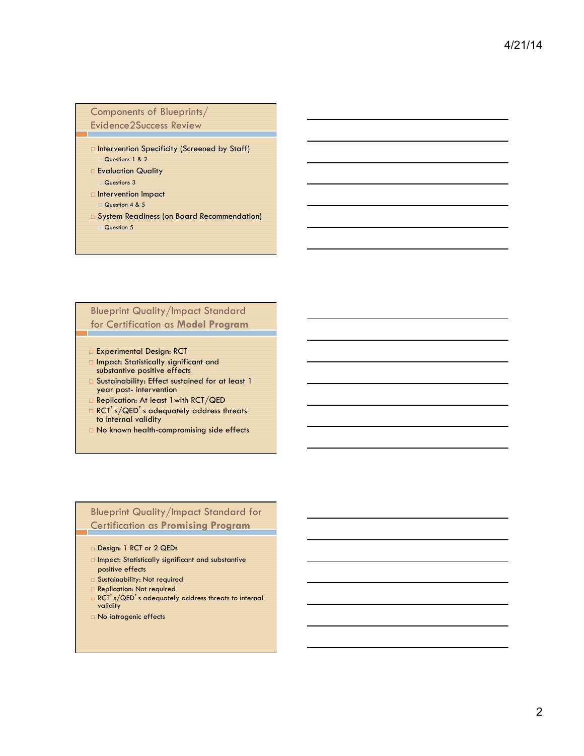## Components of Blueprints/ Evidence2Success Review

- Intervention Specificity (Screened by Staff)
  - Questions 1 & 2
- Evaluation Quality
  - Questions 3
- Intervention Impact
  - Question 4 & 5
- System Readiness (on Board Recommendation)
  - Question 5

## Blueprint Quality/Impact Standard for Certification as **Model Program**

- Experimental Design: RCT
- Impact: Statistically significant and substantive positive effects
- Sustainability: Effect sustained for at least 1 year post- intervention
- Replication: At least 1 with RCT/QED
- RCT's/QED's adequately address threats to internal validity
- No known health-compromising side effects

## Blueprint Quality/Impact Standard for Certification as **Promising Program**

- Design: 1 RCT or 2 QEDs
- Impact: Statistically significant and substantive positive effects
- Sustainability: Not required
- Replication: Not required
- RCT's/QED's adequately address threats to internal validity
- No iatrogenic effects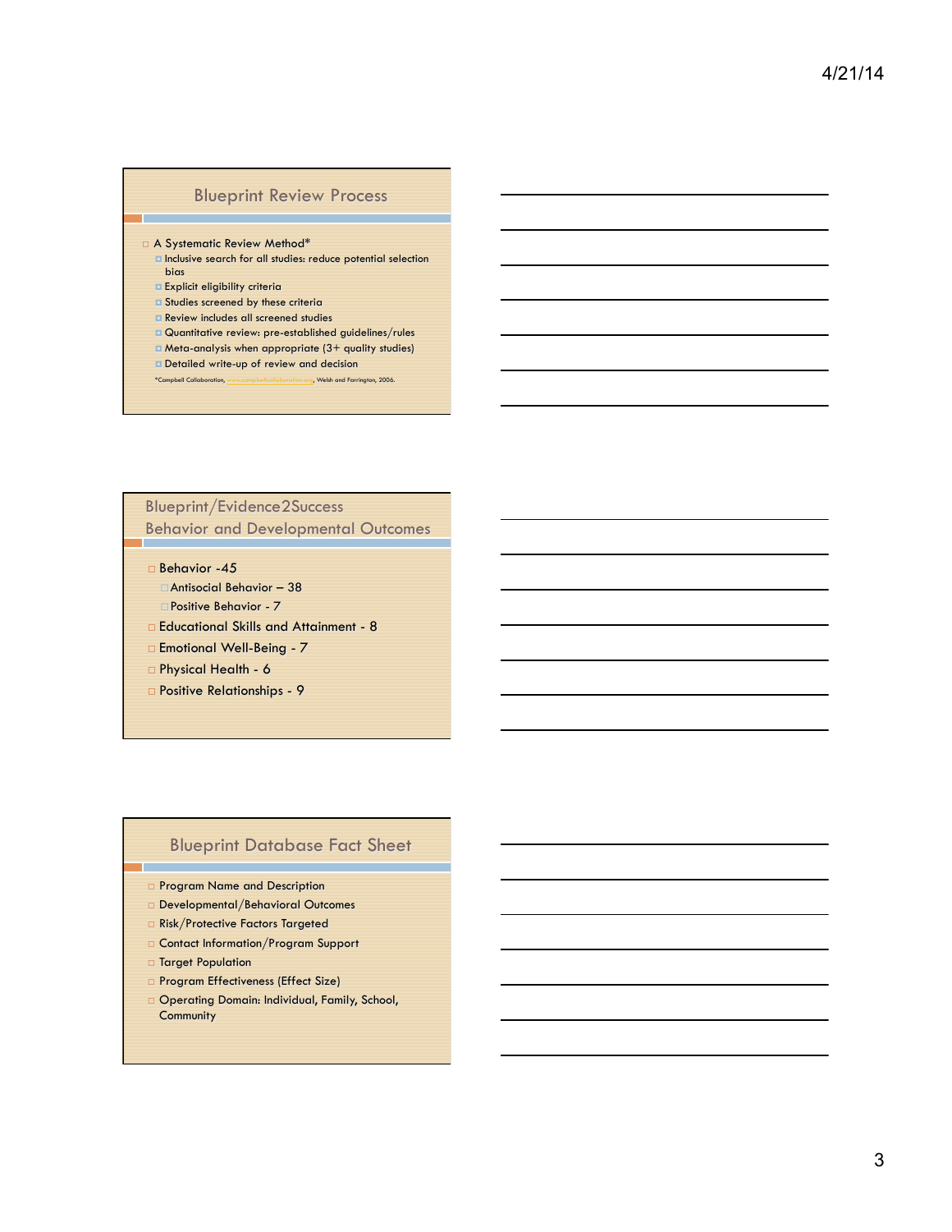## Blueprint Review Process

- A Systematic Review Method*
  - Inclusive search for all studies: reduce potential selection bias
  - Explicit eligibility criteria
  - Studies screened by these criteria
  - Review includes all screened studies
  - Quantitative review: pre-established guidelines/rules
  - Meta-analysis when appropriate (3+ quality studies)
  - Detailed write-up of review and decision

*Campbell Collaboration, www.campbellcollaboration.org, Welsh and Farrington, 2006.

## Blueprint/Evidence2Success Behavior and Developmental Outcomes

- Behavior -45
  - Antisocial Behavior – 38
  - Positive Behavior - 7
- Educational Skills and Attainment - 8
- Emotional Well-Being - 7
- Physical Health - 6
- Positive Relationships - 9

## Blueprint Database Fact Sheet

- Program Name and Description
- Developmental/Behavioral Outcomes
- Risk/Protective Factors Targeted
- Contact Information/Program Support
- Target Population
- Program Effectiveness (Effect Size)
- Operating Domain: Individual, Family, School, Community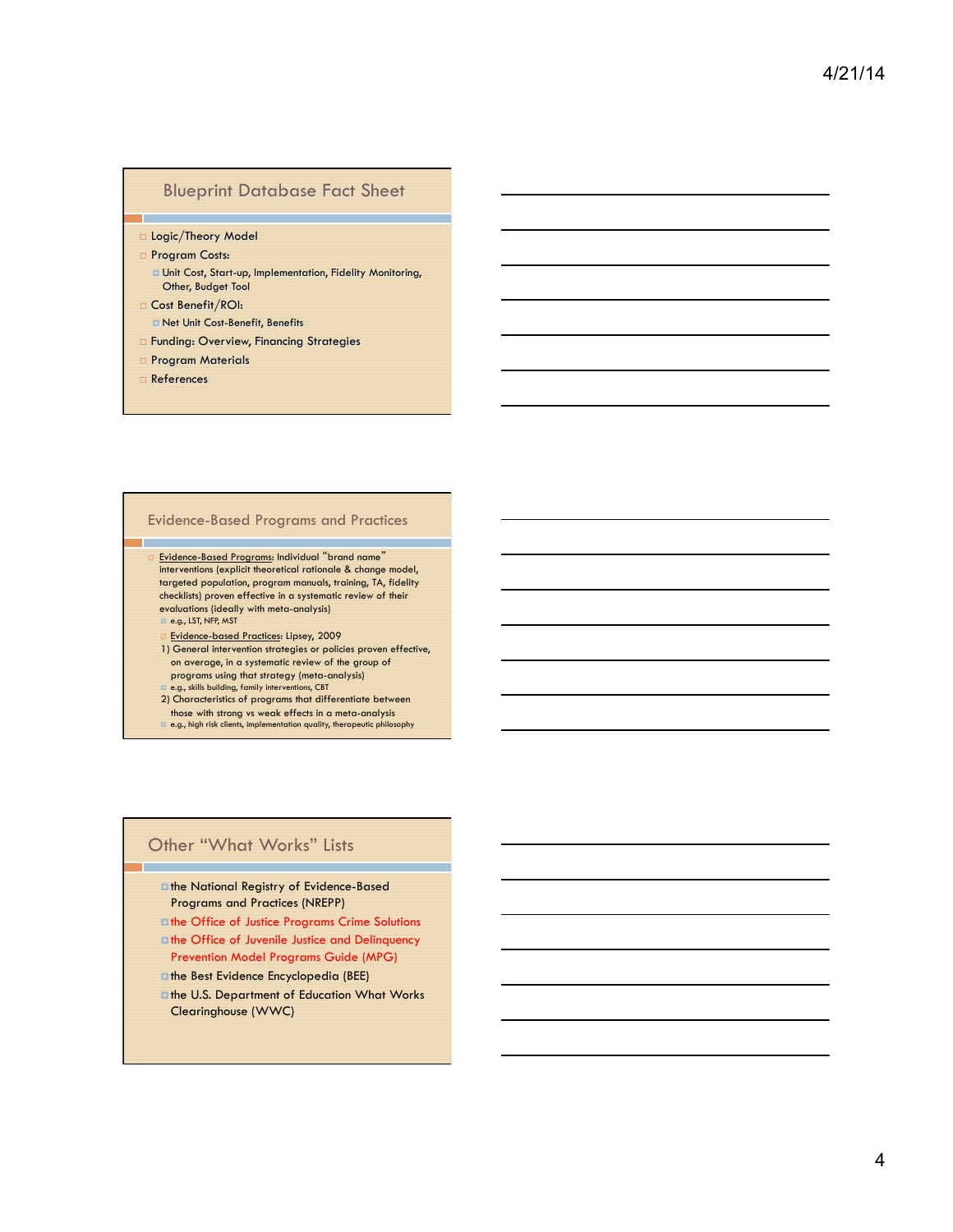## Blueprint Database Fact Sheet

- Logic/Theory Model
- Program Costs:
  - Unit Cost, Start-up, Implementation, Fidelity Monitoring, Other, Budget Tool
- Cost Benefit/ROI:
  - Net Unit Cost-Benefit, Benefits
- Funding: Overview, Financing Strategies
- Program Materials
- References

## Evidence-Based Programs and Practices

- Evidence-Based Programs: Individual "brand name" interventions (explicit theoretical rationale & change model, targeted population, program manuals, training, TA, fidelity checklists) proven effective in a systematic review of their evaluations (ideally with meta-analysis)
  - e.g., LST, NFP, MST
  - Evidence-based Practices: Lipsey, 2009
    1) General intervention strategies or policies proven effective, on average, in a systematic review of the group of programs using that strategy (meta-analysis)
       - e.g., skills building, family interventions, CBT
    2) Characteristics of programs that differentiate between those with strong vs weak effects in a meta-analysis
       - e.g., high risk clients, implementation quality, therapeutic philosophy

## Other "What Works" Lists

- the National Registry of Evidence-Based Programs and Practices (NREPP)
- the Office of Justice Programs Crime Solutions
- the Office of Juvenile Justice and Delinquency Prevention Model Programs Guide (MPG)
- the Best Evidence Encyclopedia (BEE)
- the U.S. Department of Education What Works Clearinghouse (WWC)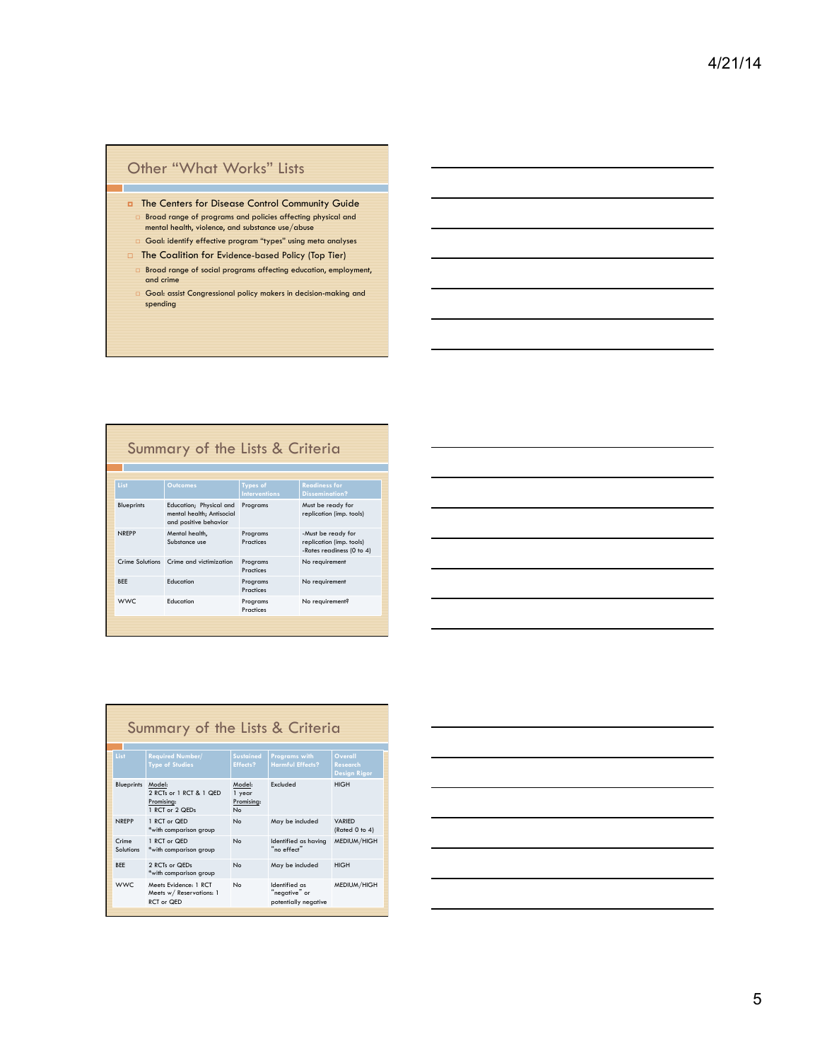## Other "What Works" Lists

- The Centers for Disease Control Community Guide
  - Broad range of programs and policies affecting physical and mental health, violence, and substance use/abuse
  - Goal: identify effective program "types" using meta analyses
- The Coalition for Evidence-based Policy (Top Tier)
  - Broad range of social programs affecting education, employment, and crime
  - Goal: assist Congressional policy makers in decision-making and spending

## Summary of the Lists & Criteria

| List | Outcomes | Types of Interventions | Readiness for Dissemination? |
|---|---|---|---|
| Blueprints | Education; Physical and mental health; Antisocial and positive behavior | Programs | Must be ready for replication (imp. tools) |
| NREPP | Mental health, Substance use | Programs Practices | -Must be ready for replication (imp. tools) -Rates readiness (0 to 4) |
| Crime Solutions | Crime and victimization | Programs Practices | No requirement |
| BEE | Education | Programs Practices | No requirement |
| WWC | Education | Programs Practices | No requirement? |

## Summary of the Lists & Criteria

| List | Required Number/ Type of Studies | Sustained Effects? | Programs with Harmful Effects? | Overall Research Design Rigor |
|---|---|---|---|---|
| Blueprints | Model: 2 RCTs or 1 RCT & 1 QED Promising: 1 RCT or 2 QEDs | Model: 1 year Promising: No | Excluded | HIGH |
| NREPP | 1 RCT or QED *with comparison group | No | May be included | VARIED (Rated 0 to 4) |
| Crime Solutions | 1 RCT or QED *with comparison group | No | Identified as having "no effect" | MEDIUM/HIGH |
| BEE | 2 RCTs or QEDs *with comparison group | No | May be included | HIGH |
| WWC | Meets Evidence: 1 RCT Meets w/ Reservations: 1 RCT or QED | No | Identified as "negative" or potentially negative | MEDIUM/HIGH |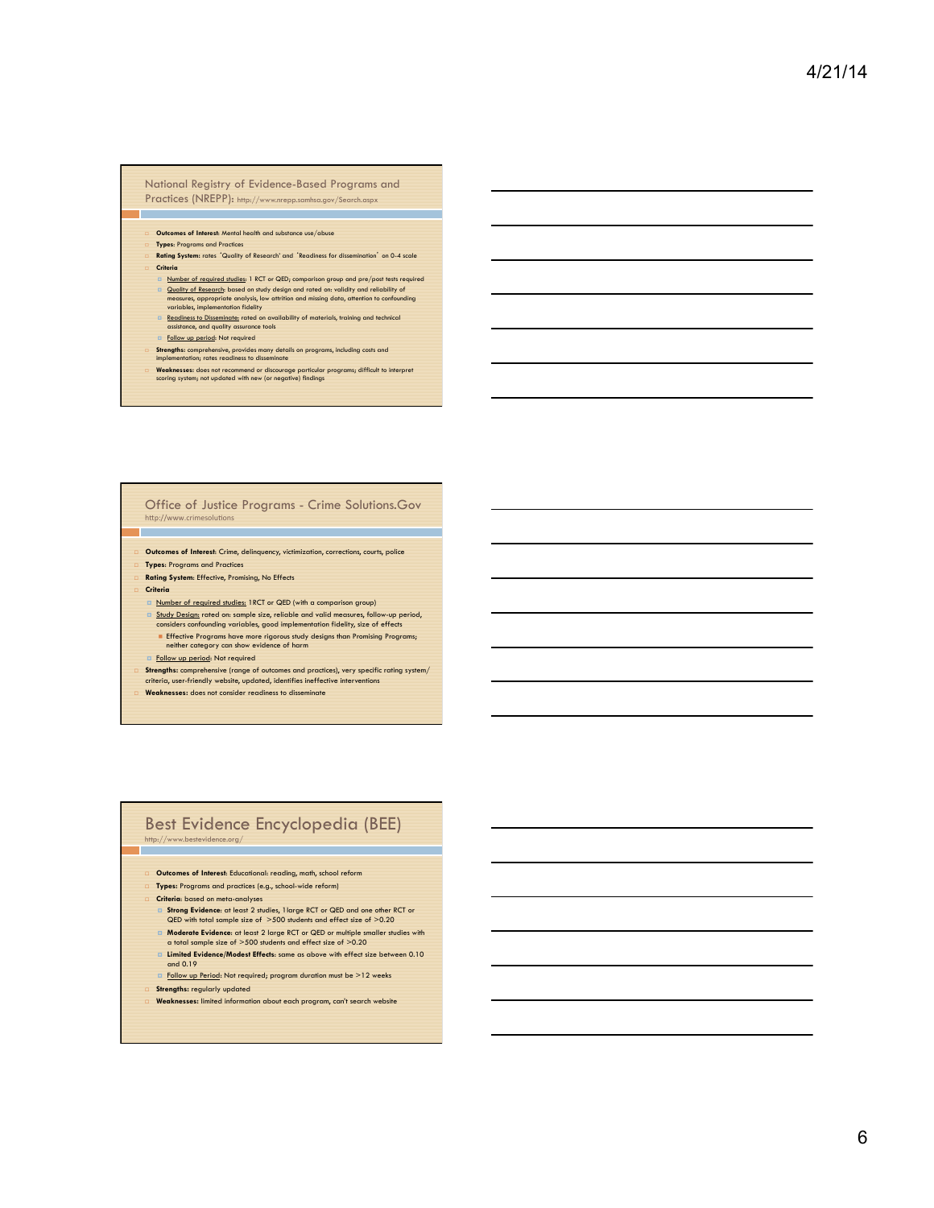## National Registry of Evidence-Based Programs and Practices (NREPP): http://www.nrepp.samhsa.gov/Search.aspx

- **Outcomes of Interest**: Mental health and substance use/abuse
- **Types**: Programs and Practices
- **Rating System**: rates 'Quality of Research' and 'Readiness for dissemination' on 0-4 scale
- **Criteria**
  - Number of required studies: 1 RCT or QED; comparison group and pre/post tests required
  - Quality of Research: based on study design and rated on: validity and reliability of measures, appropriate analysis, low attrition and missing data, attention to confounding variables, implementation fidelity
  - Readiness to Disseminate: rated on availability of materials, training and technical assistance, and quality assurance tools
  - Follow up period: Not required
- **Strengths**: comprehensive, provides many details on programs, including costs and implementation; rates readiness to disseminate
- **Weaknesses**: does not recommend or discourage particular programs; difficult to interpret scoring system; not updated with new (or negative) findings

## Office of Justice Programs - Crime Solutions.Gov

http://www.crimesolutions

- **Outcomes of Interest**: Crime, delinquency, victimization, corrections, courts, police
- **Types**: Programs and Practices
- **Rating System**: Effective, Promising, No Effects
- **Criteria**
  - Number of required studies: 1RCT or QED (with a comparison group)
  - Study Design: rated on: sample size, reliable and valid measures, follow-up period, considers confounding variables, good implementation fidelity, size of effects
    - Effective Programs have more rigorous study designs than Promising Programs; neither category can show evidence of harm
  - Follow up period: Not required
- **Strengths**: comprehensive (range of outcomes and practices), very specific rating system/criteria, user-friendly website, updated, identifies ineffective interventions
- **Weaknesses**: does not consider readiness to disseminate

## Best Evidence Encyclopedia (BEE)

http://www.bestevidence.org/

- **Outcomes of Interest**: Educational: reading, math, school reform
- **Types**: Programs and practices (e.g., school-wide reform)
- **Criteria**: based on meta-analyses
  - **Strong Evidence**: at least 2 studies, 1large RCT or QED and one other RCT or QED with total sample size of >500 students and effect size of >0.20
  - **Moderate Evidence**: at least 2 large RCT or QED or multiple smaller studies with a total sample size of >500 students and effect size of >0.20
  - **Limited Evidence/Modest Effects**: same as above with effect size between 0.10 and 0.19
  - Follow up Period: Not required; program duration must be >12 weeks
- **Strengths**: regularly updated
- **Weaknesses**: limited information about each program, can't search website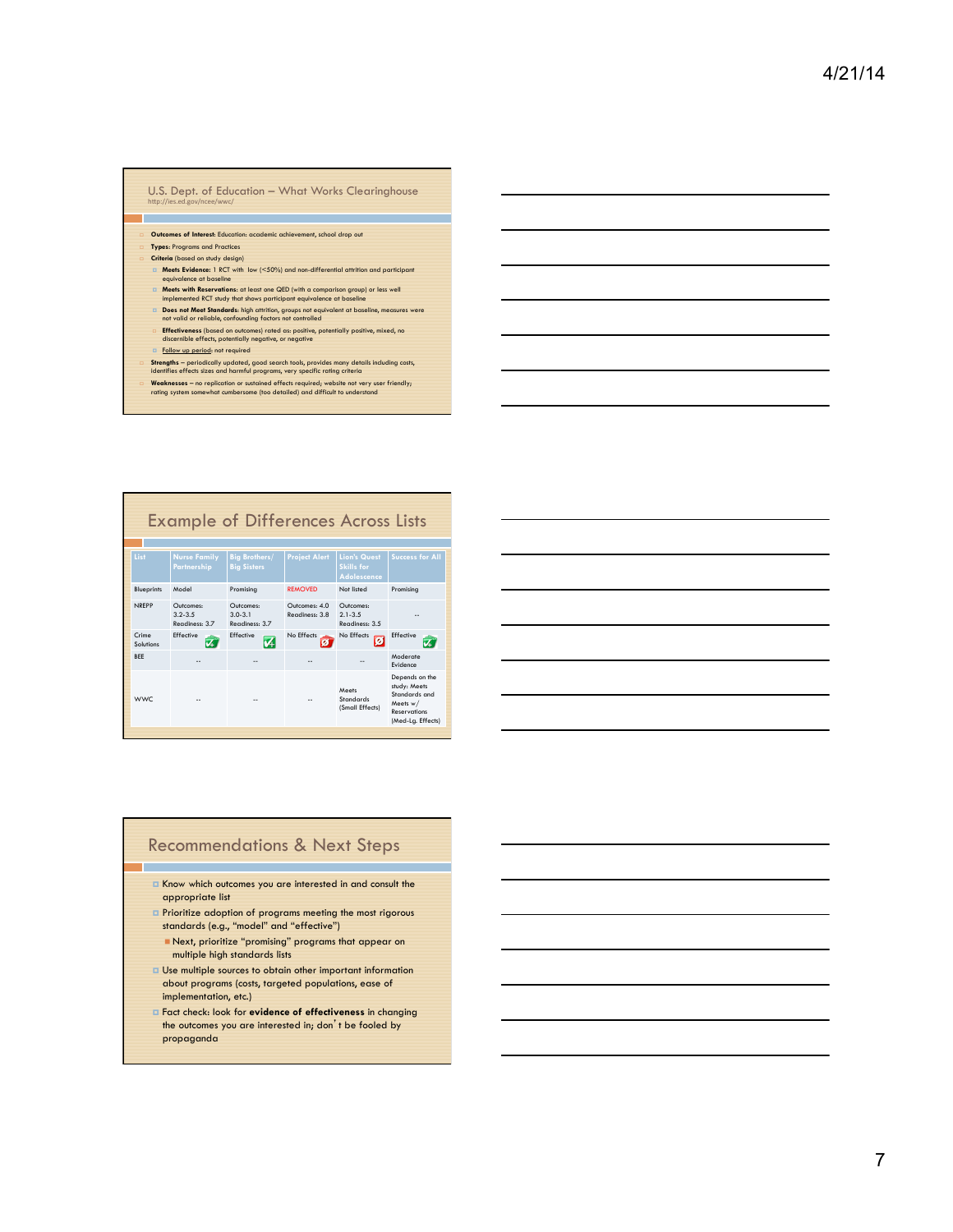## U.S. Dept. of Education – What Works Clearinghouse

http://ies.ed.gov/ncee/wwc/

- **Outcomes of Interest:** Education: academic achievement, school drop out
- **Types:** Programs and Practices
- **Criteria** (based on study design)
  - **Meets Evidence:** 1 RCT with low (<50%) and non-differential attrition and participant equivalence at baseline
  - **Meets with Reservations:** at least one QED (with a comparison group) or less well implemented RCT study that shows participant equivalence at baseline
  - **Does not Meet Standards:** high attrition, groups not equivalent at baseline, measures were not valid or reliable, confounding factors not controlled
  - **Effectiveness** (based on outcomes) rated as: positive, potentially positive, mixed, no discernible effects, potentially negative, or negative
  - Follow up period: not required
- **Strengths** – periodically updated, good search tools, provides many details including costs, identifies effects sizes and harmful programs, very specific rating criteria
- **Weaknesses** – no replication or sustained effects required; website not very user friendly; rating system somewhat cumbersome (too detailed) and difficult to understand

## Example of Differences Across Lists

| List | Nurse Family Partnership | Big Brothers/ Big Sisters | Project Alert | Lion's Quest Skills for Adolescence | Success for All |
|---|---|---|---|---|---|
| Blueprints | Model | Promising | REMOVED | Not listed | Promising |
| NREPP | Outcomes: 3.2-3.5 Readiness: 3.7 | Outcomes: 3.0-3.1 Readiness: 3.7 | Outcomes: 4.0 Readiness: 3.8 | Outcomes: 2.1-3.5 Readiness: 3.5 | -- |
| Crime Solutions | Effective | Effective | No Effects | No Effects | Effective |
| BEE | -- | -- | -- | -- | Moderate Evidence |
| WWC | -- | -- | -- | Meets Standards (Small Effects) | Depends on the study: Meets Standards and Meets w/ Reservations (Med-Lg. Effects) |

## Recommendations & Next Steps

- Know which outcomes you are interested in and consult the appropriate list
- Prioritize adoption of programs meeting the most rigorous standards (e.g., "model" and "effective")
  - Next, prioritize "promising" programs that appear on multiple high standards lists
- Use multiple sources to obtain other important information about programs (costs, targeted populations, ease of implementation, etc.)
- Fact check: look for **evidence of effectiveness** in changing the outcomes you are interested in; don't be fooled by propaganda